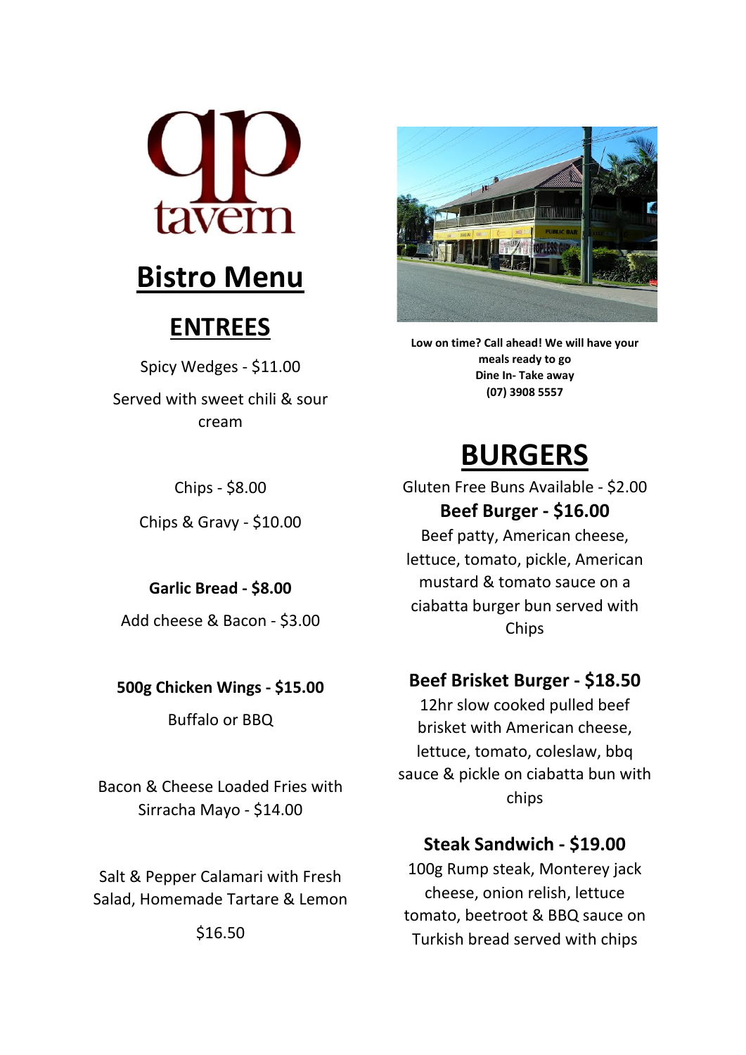qp tavern

# Bistro Menu

## ENTREES

Spicy Wedges - $11.00

Served with sweet chili & sour cream

Chips - $8.00

Chips & Gravy - $10.00

**Garlic Bread - $8.00**

Add cheese & Bacon - $3.00

**500g Chicken Wings - $15.00**

Buffalo or BBQ

Bacon & Cheese Loaded Fries with Sirracha Mayo - $14.00

Salt & Pepper Calamari with Fresh Salad, Homemade Tartare & Lemon

$16.50

**Low on time? Call ahead! We will have your meals ready to go**
**Dine In- Take away**
**(07) 3908 5557**

## BURGERS

Gluten Free Buns Available - $2.00

**Beef Burger - $16.00**

Beef patty, American cheese, lettuce, tomato, pickle, American mustard & tomato sauce on a ciabatta burger bun served with Chips

**Beef Brisket Burger - $18.50**

12hr slow cooked pulled beef brisket with American cheese, lettuce, tomato, coleslaw, bbq sauce & pickle on ciabatta bun with chips

**Steak Sandwich - $19.00**

100g Rump steak, Monterey jack cheese, onion relish, lettuce tomato, beetroot & BBQ sauce on Turkish bread served with chips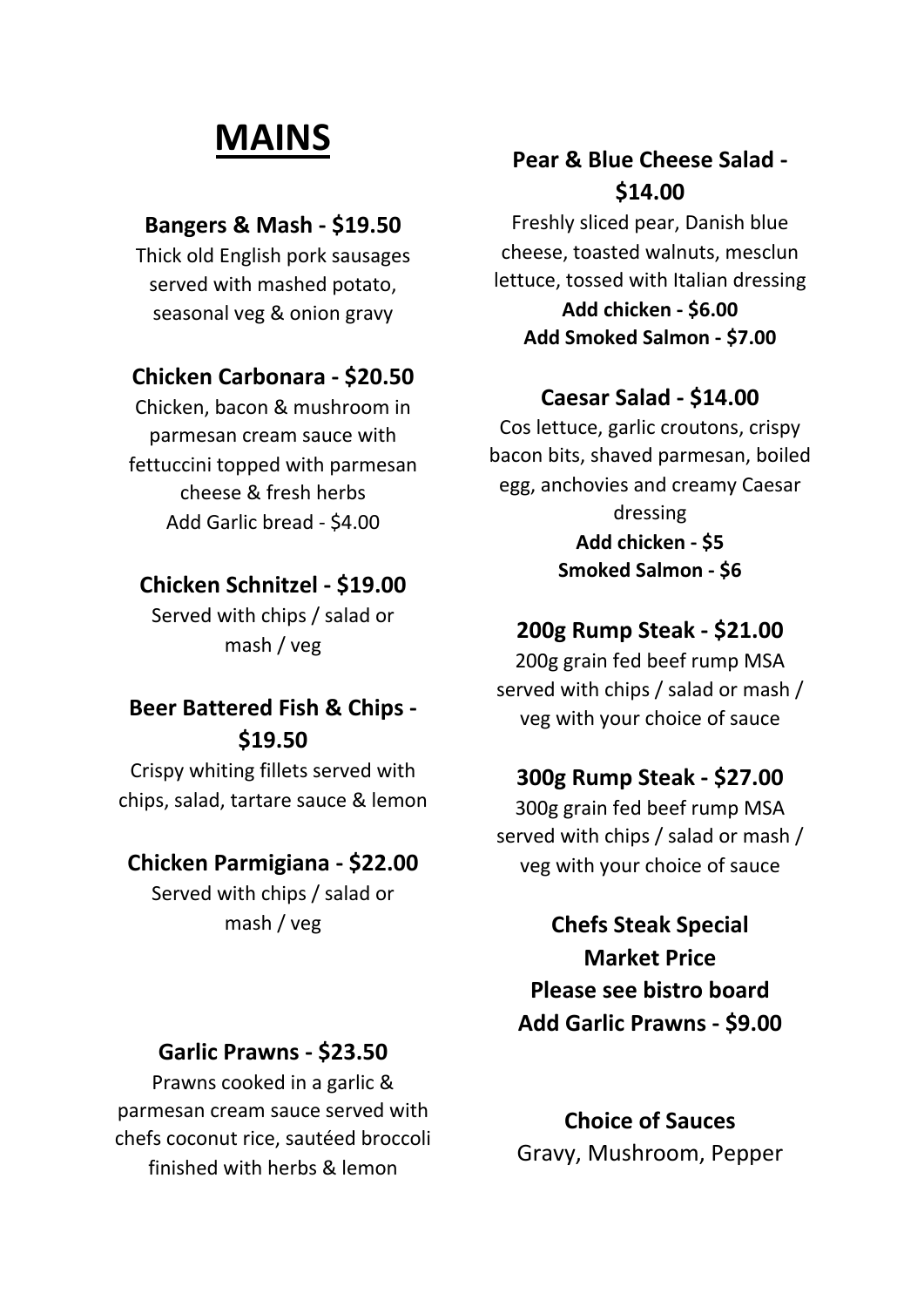# MAINS

**Bangers & Mash - $19.50**

Thick old English pork sausages served with mashed potato, seasonal veg & onion gravy

**Chicken Carbonara - $20.50**

Chicken, bacon & mushroom in parmesan cream sauce with fettuccini topped with parmesan cheese & fresh herbs

Add Garlic bread - $4.00

**Chicken Schnitzel - $19.00**

Served with chips / salad or mash / veg

**Beer Battered Fish & Chips - $19.50**

Crispy whiting fillets served with chips, salad, tartare sauce & lemon

**Chicken Parmigiana - $22.00**

Served with chips / salad or mash / veg

**Garlic Prawns - $23.50**

Prawns cooked in a garlic & parmesan cream sauce served with chefs coconut rice, sautéed broccoli finished with herbs & lemon

**Pear & Blue Cheese Salad - $14.00**

Freshly sliced pear, Danish blue cheese, toasted walnuts, mesclun lettuce, tossed with Italian dressing

**Add chicken - $6.00**
**Add Smoked Salmon - $7.00**

**Caesar Salad - $14.00**

Cos lettuce, garlic croutons, crispy bacon bits, shaved parmesan, boiled egg, anchovies and creamy Caesar dressing

**Add chicken - $5**
**Smoked Salmon - $6**

**200g Rump Steak - $21.00**

200g grain fed beef rump MSA served with chips / salad or mash / veg with your choice of sauce

**300g Rump Steak - $27.00**

300g grain fed beef rump MSA served with chips / salad or mash / veg with your choice of sauce

**Chefs Steak Special**
**Market Price**
**Please see bistro board**
**Add Garlic Prawns - $9.00**

**Choice of Sauces**

Gravy, Mushroom, Pepper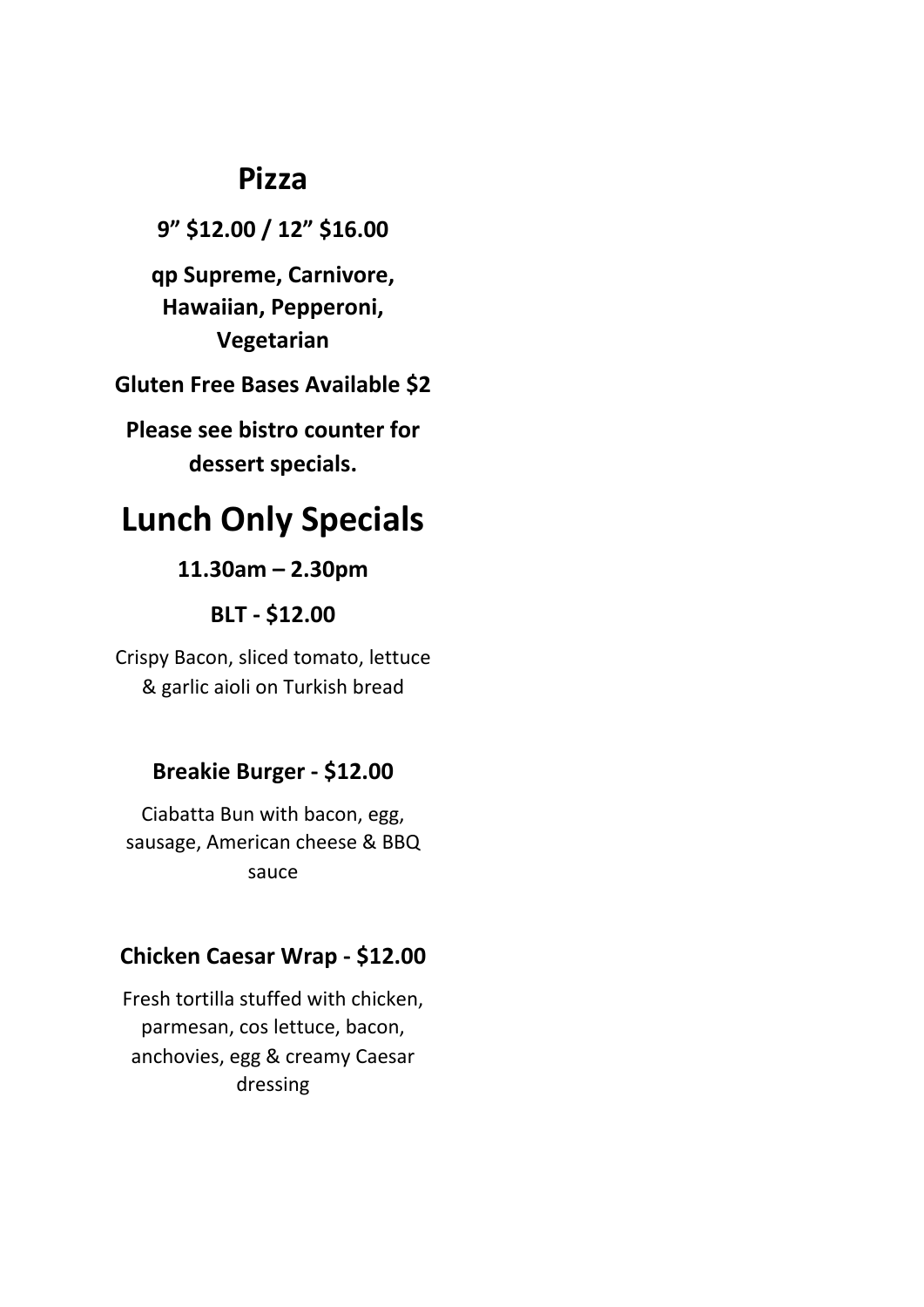## Pizza

**9" $12.00 / 12" $16.00**

**qp Supreme, Carnivore, Hawaiian, Pepperoni, Vegetarian**

**Gluten Free Bases Available $2**

**Please see bistro counter for dessert specials.**

# Lunch Only Specials

**11.30am – 2.30pm**

### BLT - $12.00

Crispy Bacon, sliced tomato, lettuce & garlic aioli on Turkish bread

### Breakie Burger - $12.00

Ciabatta Bun with bacon, egg, sausage, American cheese & BBQ sauce

### Chicken Caesar Wrap - $12.00

Fresh tortilla stuffed with chicken, parmesan, cos lettuce, bacon, anchovies, egg & creamy Caesar dressing